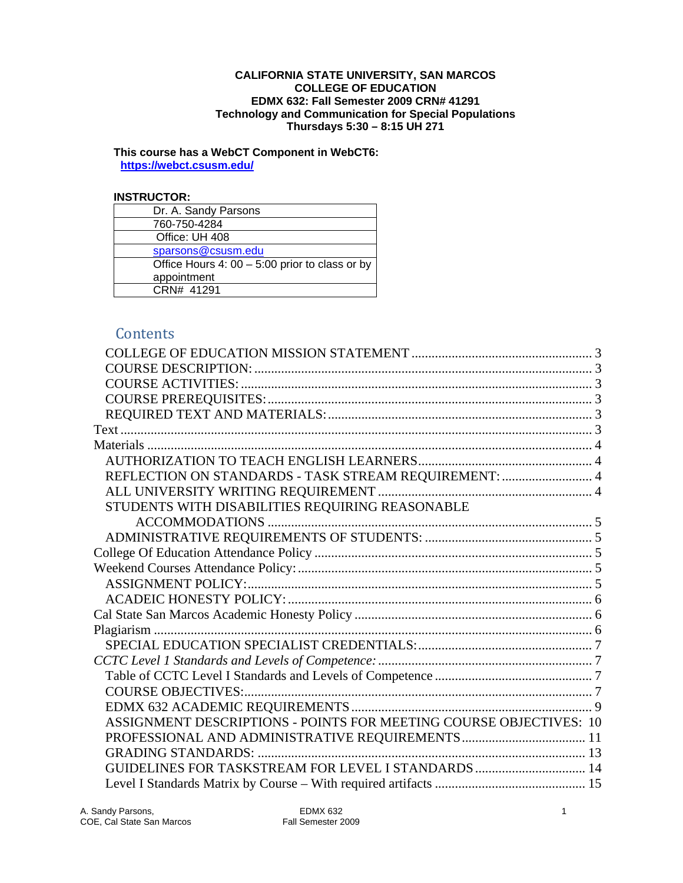**CALIFORNIA STATE UNIVERSITY, SAN MARCOS**
**COLLEGE OF EDUCATION**
**EDMX 632: Fall Semester 2009 CRN# 41291**
**Technology and Communication for Special Populations**
**Thursdays 5:30 – 8:15 UH 271**

**This course has a WebCT Component in WebCT6:**
**https://webct.csusm.edu/**

**INSTRUCTOR:**

| Dr. A. Sandy Parsons |
|---|
| 760-750-4284 |
| Office: UH 408 |
| sparsons@csusm.edu |
| Office Hours 4: 00 – 5:00 prior to class or by appointment |
| CRN# 41291 |

## Contents

- COLLEGE OF EDUCATION MISSION STATEMENT ..... 3
- COURSE DESCRIPTION: ..... 3
- COURSE ACTIVITIES: ..... 3
- COURSE PREREQUISITES: ..... 3
- REQUIRED TEXT AND MATERIALS: ..... 3
- Text ..... 3
- Materials ..... 4
- AUTHORIZATION TO TEACH ENGLISH LEARNERS ..... 4
- REFLECTION ON STANDARDS - TASK STREAM REQUIREMENT: ..... 4
- ALL UNIVERSITY WRITING REQUIREMENT ..... 4
- STUDENTS WITH DISABILITIES REQUIRING REASONABLE ACCOMMODATIONS ..... 5
- ADMINISTRATIVE REQUIREMENTS OF STUDENTS: ..... 5
- College Of Education Attendance Policy ..... 5
- Weekend Courses Attendance Policy: ..... 5
- ASSIGNMENT POLICY: ..... 5
- ACADEIC HONESTY POLICY: ..... 6
- Cal State San Marcos Academic Honesty Policy ..... 6
- Plagiarism ..... 6
- SPECIAL EDUCATION SPECIALIST CREDENTIALS: ..... 7
- *CCTC Level 1 Standards and Levels of Competence:* ..... 7
- Table of CCTC Level I Standards and Levels of Competence ..... 7
- COURSE OBJECTIVES: ..... 7
- EDMX 632 ACADEMIC REQUIREMENTS ..... 9
- ASSIGNMENT DESCRIPTIONS - POINTS FOR MEETING COURSE OBJECTIVES: 10
- PROFESSIONAL AND ADMINISTRATIVE REQUIREMENTS ..... 11
- GRADING STANDARDS: ..... 13
- GUIDELINES FOR TASKSTREAM FOR LEVEL I STANDARDS ..... 14
- Level I Standards Matrix by Course – With required artifacts ..... 15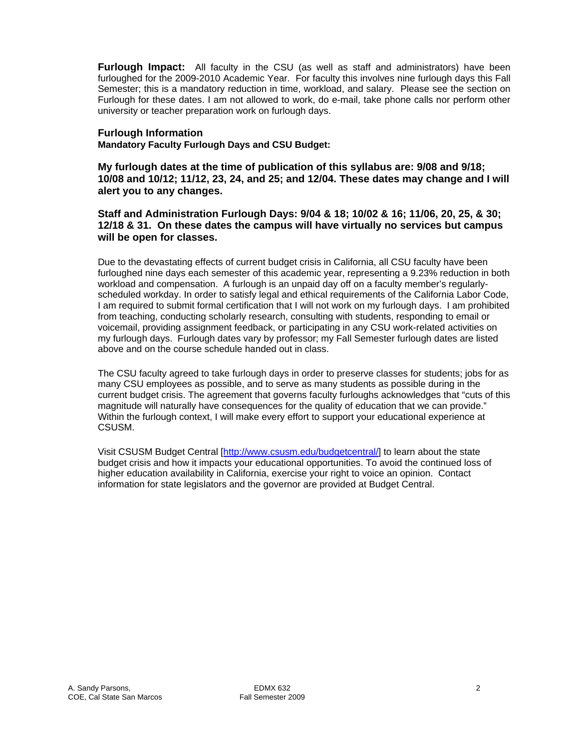**Furlough Impact:** All faculty in the CSU (as well as staff and administrators) have been furloughed for the 2009-2010 Academic Year. For faculty this involves nine furlough days this Fall Semester; this is a mandatory reduction in time, workload, and salary. Please see the section on Furlough for these dates. I am not allowed to work, do e-mail, take phone calls nor perform other university or teacher preparation work on furlough days.

### Furlough Information

**Mandatory Faculty Furlough Days and CSU Budget:**

**My furlough dates at the time of publication of this syllabus are: 9/08 and 9/18; 10/08 and 10/12; 11/12, 23, 24, and 25; and 12/04. These dates may change and I will alert you to any changes.**

**Staff and Administration Furlough Days: 9/04 & 18; 10/02 & 16; 11/06, 20, 25, & 30; 12/18 & 31. On these dates the campus will have virtually no services but campus will be open for classes.**

Due to the devastating effects of current budget crisis in California, all CSU faculty have been furloughed nine days each semester of this academic year, representing a 9.23% reduction in both workload and compensation. A furlough is an unpaid day off on a faculty member's regularly-scheduled workday. In order to satisfy legal and ethical requirements of the California Labor Code, I am required to submit formal certification that I will not work on my furlough days. I am prohibited from teaching, conducting scholarly research, consulting with students, responding to email or voicemail, providing assignment feedback, or participating in any CSU work-related activities on my furlough days. Furlough dates vary by professor; my Fall Semester furlough dates are listed above and on the course schedule handed out in class.

The CSU faculty agreed to take furlough days in order to preserve classes for students; jobs for as many CSU employees as possible, and to serve as many students as possible during in the current budget crisis. The agreement that governs faculty furloughs acknowledges that "cuts of this magnitude will naturally have consequences for the quality of education that we can provide." Within the furlough context, I will make every effort to support your educational experience at CSUSM.

Visit CSUSM Budget Central [http://www.csusm.edu/budgetcentral/] to learn about the state budget crisis and how it impacts your educational opportunities. To avoid the continued loss of higher education availability in California, exercise your right to voice an opinion. Contact information for state legislators and the governor are provided at Budget Central.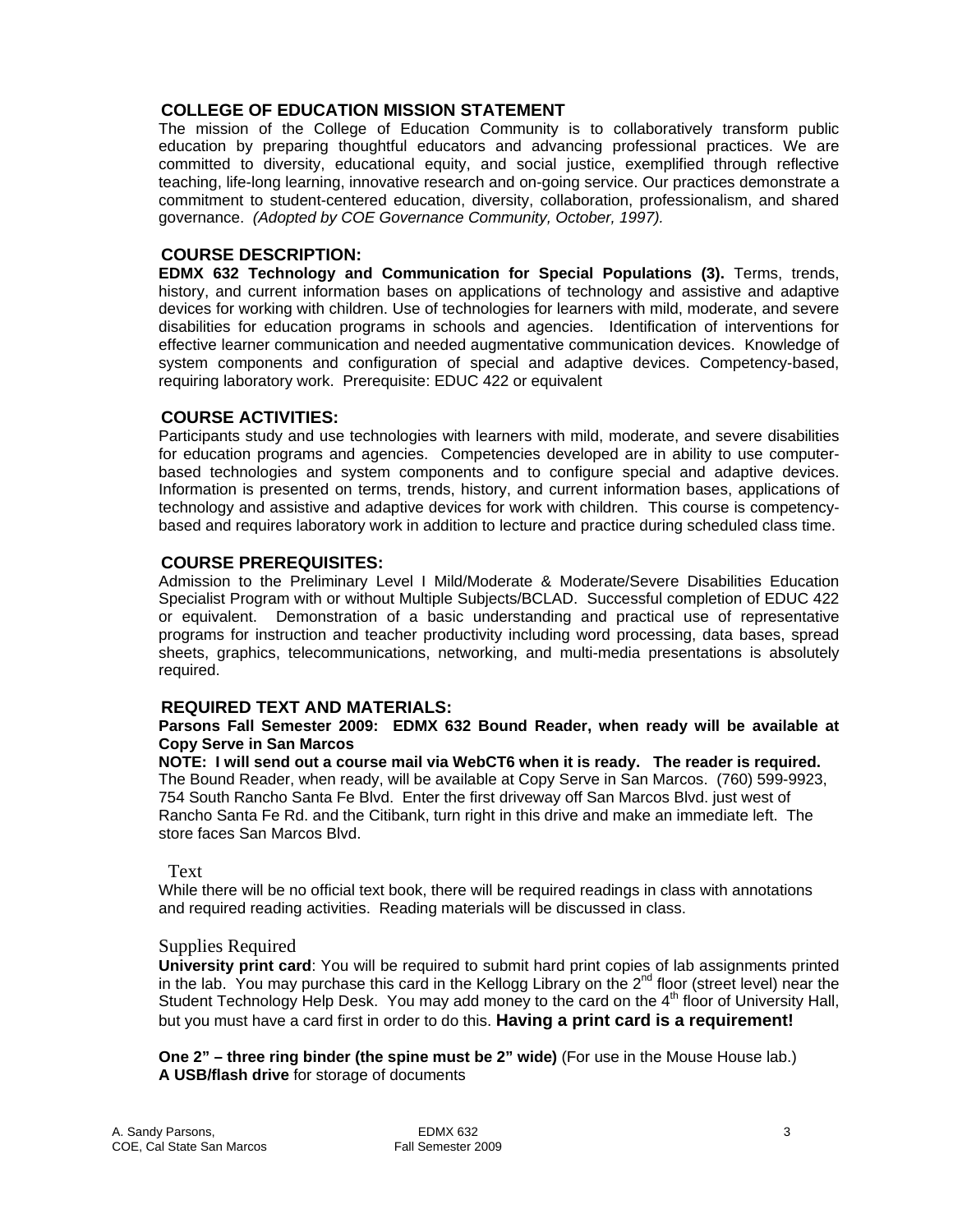## COLLEGE OF EDUCATION MISSION STATEMENT

The mission of the College of Education Community is to collaboratively transform public education by preparing thoughtful educators and advancing professional practices. We are committed to diversity, educational equity, and social justice, exemplified through reflective teaching, life-long learning, innovative research and on-going service. Our practices demonstrate a commitment to student-centered education, diversity, collaboration, professionalism, and shared governance. *(Adopted by COE Governance Community, October, 1997).*

## COURSE DESCRIPTION:

**EDMX 632 Technology and Communication for Special Populations (3).** Terms, trends, history, and current information bases on applications of technology and assistive and adaptive devices for working with children. Use of technologies for learners with mild, moderate, and severe disabilities for education programs in schools and agencies. Identification of interventions for effective learner communication and needed augmentative communication devices. Knowledge of system components and configuration of special and adaptive devices. Competency-based, requiring laboratory work. Prerequisite: EDUC 422 or equivalent

## COURSE ACTIVITIES:

Participants study and use technologies with learners with mild, moderate, and severe disabilities for education programs and agencies. Competencies developed are in ability to use computer-based technologies and system components and to configure special and adaptive devices. Information is presented on terms, trends, history, and current information bases, applications of technology and assistive and adaptive devices for work with children. This course is competency-based and requires laboratory work in addition to lecture and practice during scheduled class time.

## COURSE PREREQUISITES:

Admission to the Preliminary Level I Mild/Moderate & Moderate/Severe Disabilities Education Specialist Program with or without Multiple Subjects/BCLAD. Successful completion of EDUC 422 or equivalent. Demonstration of a basic understanding and practical use of representative programs for instruction and teacher productivity including word processing, data bases, spread sheets, graphics, telecommunications, networking, and multi-media presentations is absolutely required.

## REQUIRED TEXT AND MATERIALS:

**Parsons Fall Semester 2009: EDMX 632 Bound Reader, when ready will be available at Copy Serve in San Marcos**

**NOTE: I will send out a course mail via WebCT6 when it is ready. The reader is required.** The Bound Reader, when ready, will be available at Copy Serve in San Marcos. (760) 599-9923, 754 South Rancho Santa Fe Blvd. Enter the first driveway off San Marcos Blvd. just west of Rancho Santa Fe Rd. and the Citibank, turn right in this drive and make an immediate left. The store faces San Marcos Blvd.

### Text

While there will be no official text book, there will be required readings in class with annotations and required reading activities. Reading materials will be discussed in class.

### Supplies Required

**University print card**: You will be required to submit hard print copies of lab assignments printed in the lab. You may purchase this card in the Kellogg Library on the 2nd floor (street level) near the Student Technology Help Desk. You may add money to the card on the 4th floor of University Hall, but you must have a card first in order to do this. **Having a print card is a requirement!**

**One 2" – three ring binder (the spine must be 2" wide)** (For use in the Mouse House lab.)
**A USB/flash drive** for storage of documents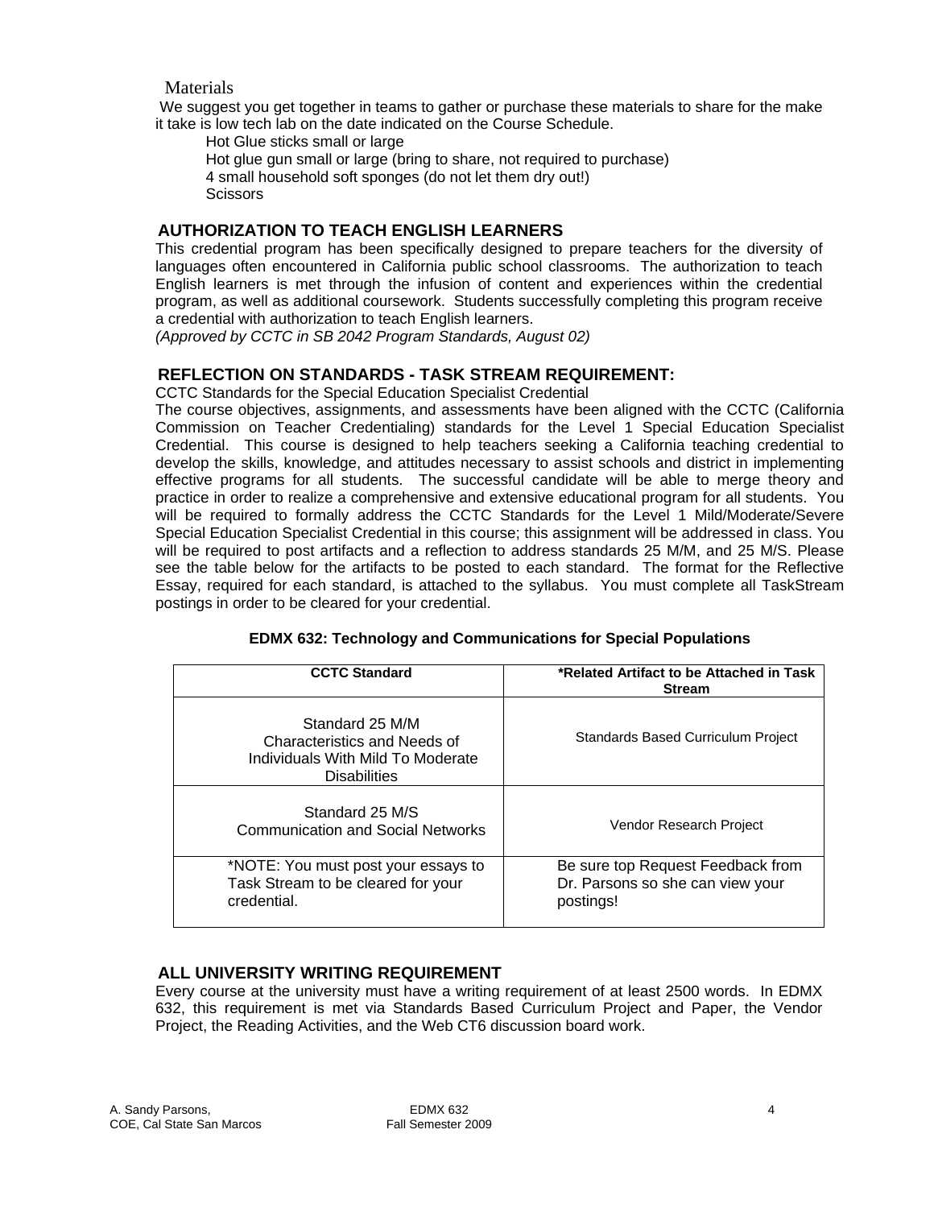### Materials

We suggest you get together in teams to gather or purchase these materials to share for the make it take is low tech lab on the date indicated on the Course Schedule.

- Hot Glue sticks small or large
- Hot glue gun small or large (bring to share, not required to purchase)
- 4 small household soft sponges (do not let them dry out!)
- Scissors

## AUTHORIZATION TO TEACH ENGLISH LEARNERS

This credential program has been specifically designed to prepare teachers for the diversity of languages often encountered in California public school classrooms. The authorization to teach English learners is met through the infusion of content and experiences within the credential program, as well as additional coursework. Students successfully completing this program receive a credential with authorization to teach English learners.

*(Approved by CCTC in SB 2042 Program Standards, August 02)*

## REFLECTION ON STANDARDS - TASK STREAM REQUIREMENT:

CCTC Standards for the Special Education Specialist Credential

The course objectives, assignments, and assessments have been aligned with the CCTC (California Commission on Teacher Credentialing) standards for the Level 1 Special Education Specialist Credential. This course is designed to help teachers seeking a California teaching credential to develop the skills, knowledge, and attitudes necessary to assist schools and district in implementing effective programs for all students. The successful candidate will be able to merge theory and practice in order to realize a comprehensive and extensive educational program for all students. You will be required to formally address the CCTC Standards for the Level 1 Mild/Moderate/Severe Special Education Specialist Credential in this course; this assignment will be addressed in class. You will be required to post artifacts and a reflection to address standards 25 M/M, and 25 M/S. Please see the table below for the artifacts to be posted to each standard. The format for the Reflective Essay, required for each standard, is attached to the syllabus. You must complete all TaskStream postings in order to be cleared for your credential.

**EDMX 632: Technology and Communications for Special Populations**

| CCTC Standard | *Related Artifact to be Attached in Task Stream |
|---|---|
| Standard 25 M/M Characteristics and Needs of Individuals With Mild To Moderate Disabilities | Standards Based Curriculum Project |
| Standard 25 M/S Communication and Social Networks | Vendor Research Project |
| *NOTE: You must post your essays to Task Stream to be cleared for your credential. | Be sure top Request Feedback from Dr. Parsons so she can view your postings! |

## ALL UNIVERSITY WRITING REQUIREMENT

Every course at the university must have a writing requirement of at least 2500 words. In EDMX 632, this requirement is met via Standards Based Curriculum Project and Paper, the Vendor Project, the Reading Activities, and the Web CT6 discussion board work.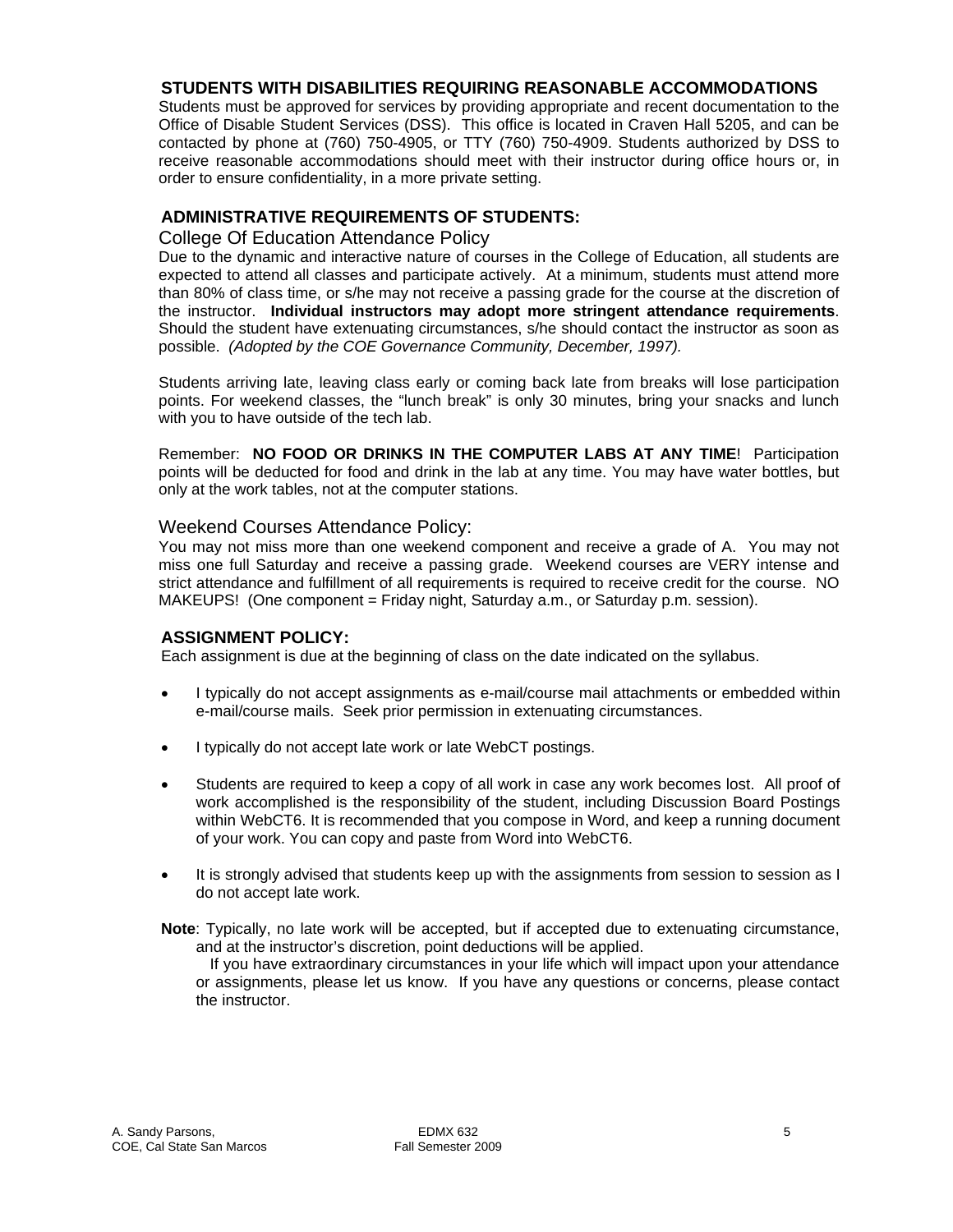## STUDENTS WITH DISABILITIES REQUIRING REASONABLE ACCOMMODATIONS

Students must be approved for services by providing appropriate and recent documentation to the Office of Disable Student Services (DSS). This office is located in Craven Hall 5205, and can be contacted by phone at (760) 750-4905, or TTY (760) 750-4909. Students authorized by DSS to receive reasonable accommodations should meet with their instructor during office hours or, in order to ensure confidentiality, in a more private setting.

## ADMINISTRATIVE REQUIREMENTS OF STUDENTS:

### College Of Education Attendance Policy

Due to the dynamic and interactive nature of courses in the College of Education, all students are expected to attend all classes and participate actively. At a minimum, students must attend more than 80% of class time, or s/he may not receive a passing grade for the course at the discretion of the instructor. **Individual instructors may adopt more stringent attendance requirements**. Should the student have extenuating circumstances, s/he should contact the instructor as soon as possible. *(Adopted by the COE Governance Community, December, 1997).*

Students arriving late, leaving class early or coming back late from breaks will lose participation points. For weekend classes, the “lunch break” is only 30 minutes, bring your snacks and lunch with you to have outside of the tech lab.

Remember: **NO FOOD OR DRINKS IN THE COMPUTER LABS AT ANY TIME**! Participation points will be deducted for food and drink in the lab at any time. You may have water bottles, but only at the work tables, not at the computer stations.

### Weekend Courses Attendance Policy:

You may not miss more than one weekend component and receive a grade of A. You may not miss one full Saturday and receive a passing grade. Weekend courses are VERY intense and strict attendance and fulfillment of all requirements is required to receive credit for the course. NO MAKEUPS! (One component = Friday night, Saturday a.m., or Saturday p.m. session).

## ASSIGNMENT POLICY:

Each assignment is due at the beginning of class on the date indicated on the syllabus.

- I typically do not accept assignments as e-mail/course mail attachments or embedded within e-mail/course mails. Seek prior permission in extenuating circumstances.
- I typically do not accept late work or late WebCT postings.
- Students are required to keep a copy of all work in case any work becomes lost. All proof of work accomplished is the responsibility of the student, including Discussion Board Postings within WebCT6. It is recommended that you compose in Word, and keep a running document of your work. You can copy and paste from Word into WebCT6.
- It is strongly advised that students keep up with the assignments from session to session as I do not accept late work.

**Note**: Typically, no late work will be accepted, but if accepted due to extenuating circumstance, and at the instructor's discretion, point deductions will be applied.

If you have extraordinary circumstances in your life which will impact upon your attendance or assignments, please let us know. If you have any questions or concerns, please contact the instructor.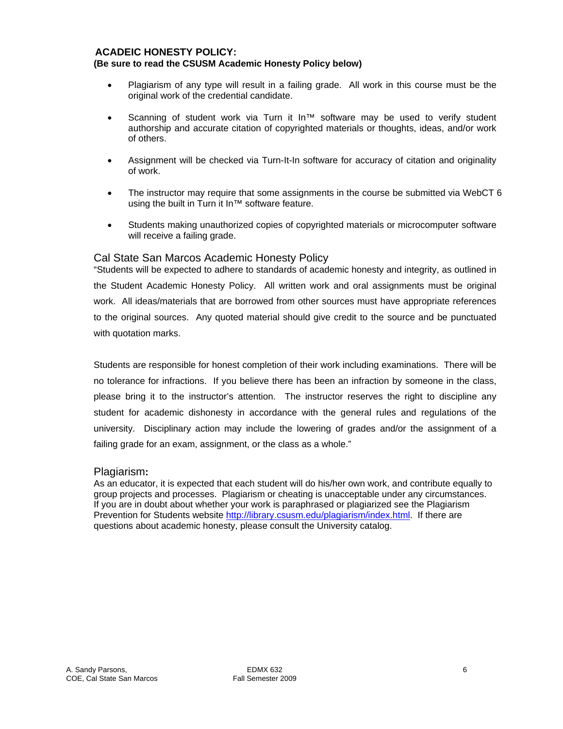## ACADEIC HONESTY POLICY:

**(Be sure to read the CSUSM Academic Honesty Policy below)**

- Plagiarism of any type will result in a failing grade. All work in this course must be the original work of the credential candidate.
- Scanning of student work via Turn it In™ software may be used to verify student authorship and accurate citation of copyrighted materials or thoughts, ideas, and/or work of others.
- Assignment will be checked via Turn-It-In software for accuracy of citation and originality of work.
- The instructor may require that some assignments in the course be submitted via WebCT 6 using the built in Turn it In™ software feature.
- Students making unauthorized copies of copyrighted materials or microcomputer software will receive a failing grade.

### Cal State San Marcos Academic Honesty Policy

"Students will be expected to adhere to standards of academic honesty and integrity, as outlined in the Student Academic Honesty Policy. All written work and oral assignments must be original work. All ideas/materials that are borrowed from other sources must have appropriate references to the original sources. Any quoted material should give credit to the source and be punctuated with quotation marks.

Students are responsible for honest completion of their work including examinations. There will be no tolerance for infractions. If you believe there has been an infraction by someone in the class, please bring it to the instructor's attention. The instructor reserves the right to discipline any student for academic dishonesty in accordance with the general rules and regulations of the university. Disciplinary action may include the lowering of grades and/or the assignment of a failing grade for an exam, assignment, or the class as a whole."

### Plagiarism:

As an educator, it is expected that each student will do his/her own work, and contribute equally to group projects and processes. Plagiarism or cheating is unacceptable under any circumstances. If you are in doubt about whether your work is paraphrased or plagiarized see the Plagiarism Prevention for Students website http://library.csusm.edu/plagiarism/index.html. If there are questions about academic honesty, please consult the University catalog.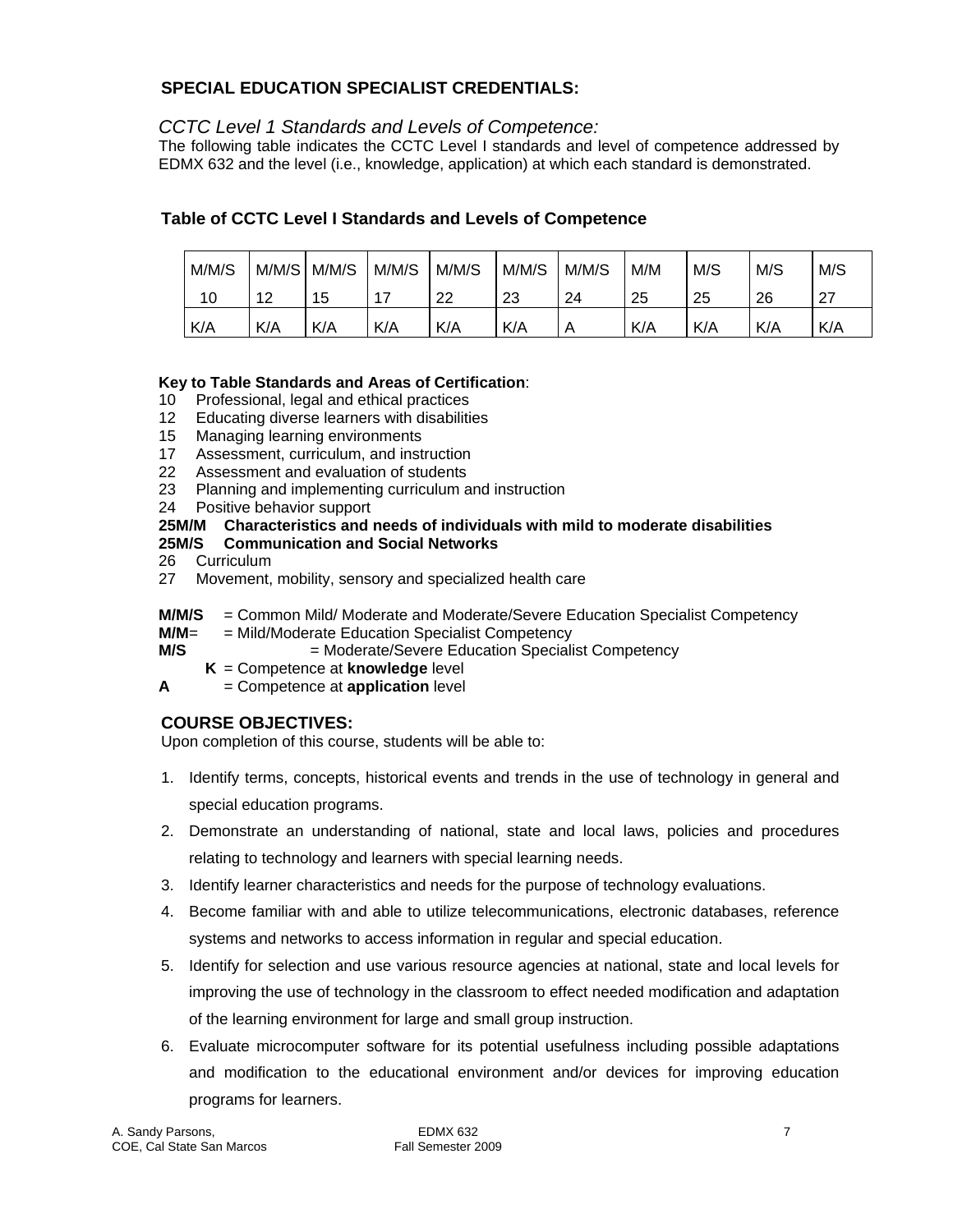## SPECIAL EDUCATION SPECIALIST CREDENTIALS:

*CCTC Level 1 Standards and Levels of Competence:*

The following table indicates the CCTC Level I standards and level of competence addressed by EDMX 632 and the level (i.e., knowledge, application) at which each standard is demonstrated.

### Table of CCTC Level I Standards and Levels of Competence

| M/M/S 10 | M/M/S 12 | M/M/S 15 | M/M/S 17 | M/M/S 22 | M/M/S 23 | M/M/S 24 | M/M 25 | M/S 25 | M/S 26 | M/S 27 |
|---|---|---|---|---|---|---|---|---|---|---|
| K/A | K/A | K/A | K/A | K/A | K/A | A | K/A | K/A | K/A | K/A |

**Key to Table Standards and Areas of Certification**:

10 Professional, legal and ethical practices
12 Educating diverse learners with disabilities
15 Managing learning environments
17 Assessment, curriculum, and instruction
22 Assessment and evaluation of students
23 Planning and implementing curriculum and instruction
24 Positive behavior support
**25M/M Characteristics and needs of individuals with mild to moderate disabilities**
**25M/S Communication and Social Networks**
26 Curriculum
27 Movement, mobility, sensory and specialized health care

**M/M/S** = Common Mild/ Moderate and Moderate/Severe Education Specialist Competency
**M/M**= = Mild/Moderate Education Specialist Competency
**M/S** = Moderate/Severe Education Specialist Competency
**K** = Competence at **knowledge** level
**A** = Competence at **application** level

## COURSE OBJECTIVES:

Upon completion of this course, students will be able to:

1. Identify terms, concepts, historical events and trends in the use of technology in general and special education programs.
2. Demonstrate an understanding of national, state and local laws, policies and procedures relating to technology and learners with special learning needs.
3. Identify learner characteristics and needs for the purpose of technology evaluations.
4. Become familiar with and able to utilize telecommunications, electronic databases, reference systems and networks to access information in regular and special education.
5. Identify for selection and use various resource agencies at national, state and local levels for improving the use of technology in the classroom to effect needed modification and adaptation of the learning environment for large and small group instruction.
6. Evaluate microcomputer software for its potential usefulness including possible adaptations and modification to the educational environment and/or devices for improving education programs for learners.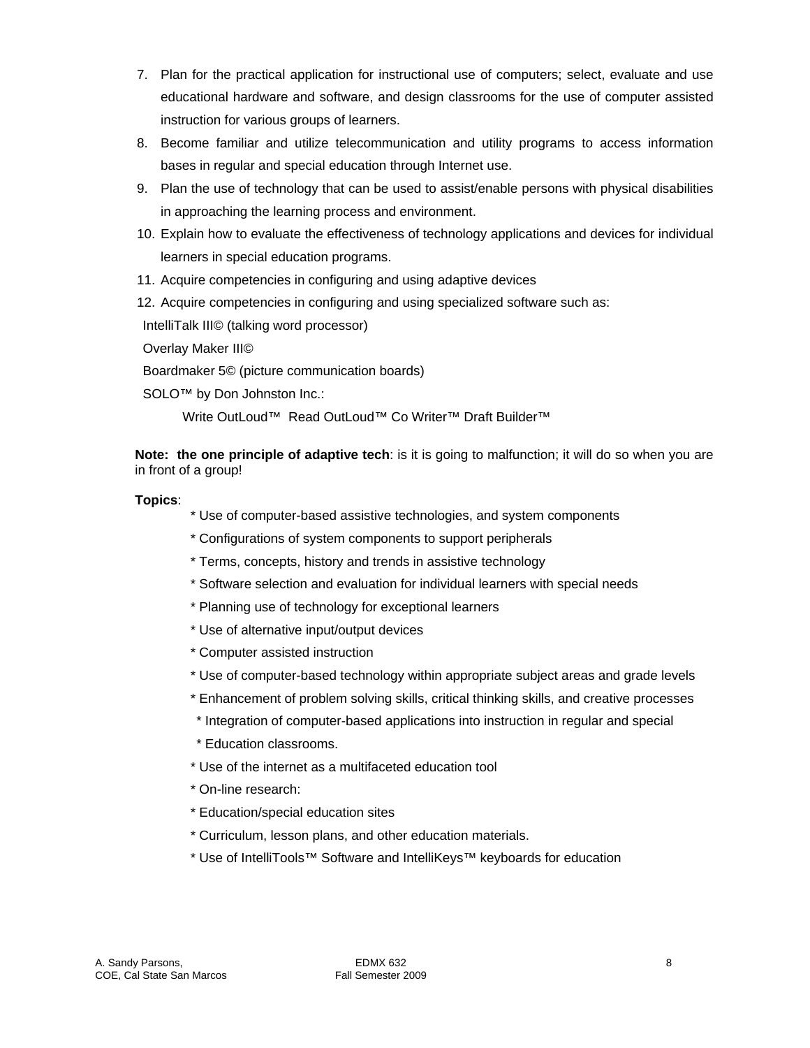7. Plan for the practical application for instructional use of computers; select, evaluate and use educational hardware and software, and design classrooms for the use of computer assisted instruction for various groups of learners.
8. Become familiar and utilize telecommunication and utility programs to access information bases in regular and special education through Internet use.
9. Plan the use of technology that can be used to assist/enable persons with physical disabilities in approaching the learning process and environment.
10. Explain how to evaluate the effectiveness of technology applications and devices for individual learners in special education programs.
11. Acquire competencies in configuring and using adaptive devices
12. Acquire competencies in configuring and using specialized software such as:

IntelliTalk III© (talking word processor)

Overlay Maker III©

Boardmaker 5© (picture communication boards)

SOLO™ by Don Johnston Inc.:

Write OutLoud™ Read OutLoud™ Co Writer™ Draft Builder™

**Note: the one principle of adaptive tech**: is it is going to malfunction; it will do so when you are in front of a group!

**Topics**:

* Use of computer-based assistive technologies, and system components
* Configurations of system components to support peripherals
* Terms, concepts, history and trends in assistive technology
* Software selection and evaluation for individual learners with special needs
* Planning use of technology for exceptional learners
* Use of alternative input/output devices
* Computer assisted instruction
* Use of computer-based technology within appropriate subject areas and grade levels
* Enhancement of problem solving skills, critical thinking skills, and creative processes
* Integration of computer-based applications into instruction in regular and special
* Education classrooms.
* Use of the internet as a multifaceted education tool
* On-line research:
* Education/special education sites
* Curriculum, lesson plans, and other education materials.
* Use of IntelliTools™ Software and IntelliKeys™ keyboards for education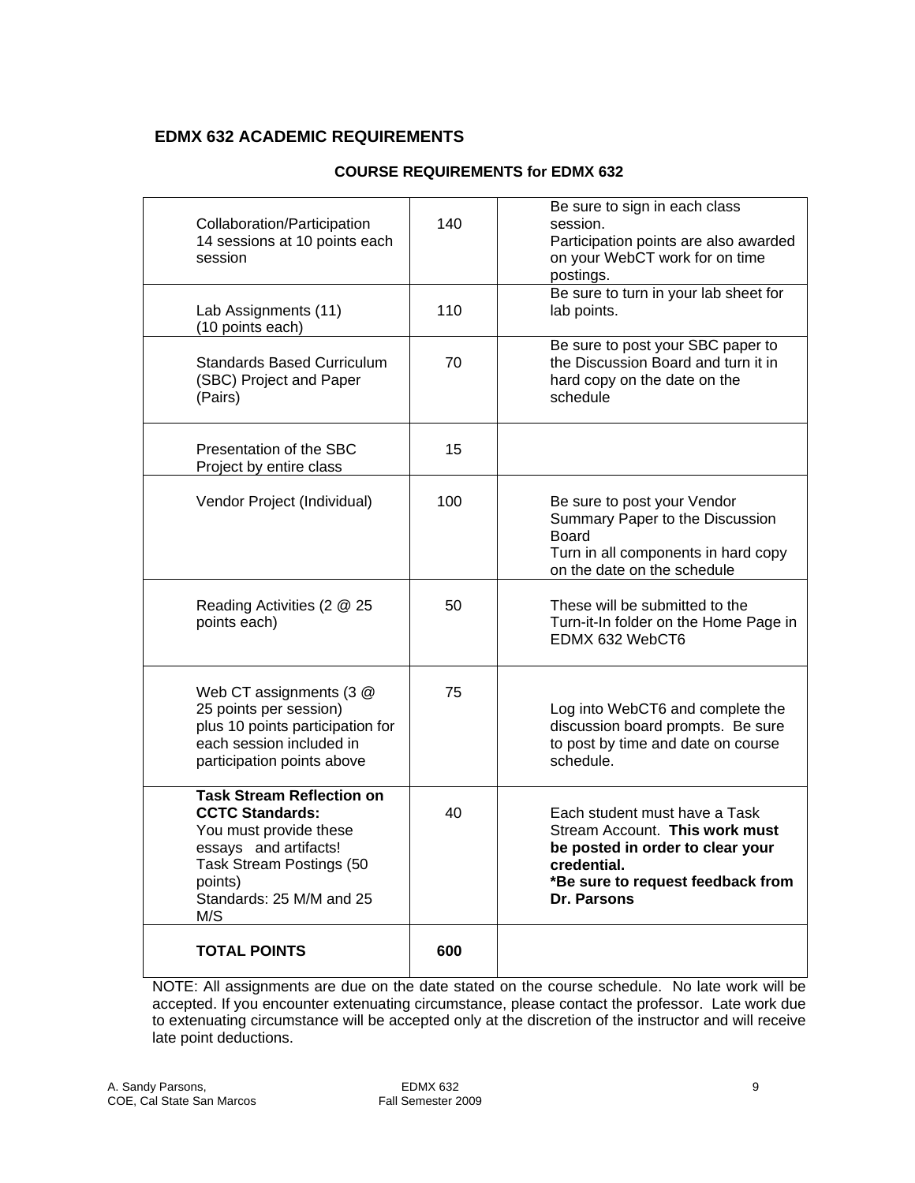## EDMX 632 ACADEMIC REQUIREMENTS

### COURSE REQUIREMENTS for EDMX 632

| Requirement | Points | Notes |
|---|---|---|
| Collaboration/Participation 14 sessions at 10 points each session | 140 | Be sure to sign in each class session. Participation points are also awarded on your WebCT work for on time postings. |
| Lab Assignments (11) (10 points each) | 110 | Be sure to turn in your lab sheet for lab points. |
| Standards Based Curriculum (SBC) Project and Paper (Pairs) | 70 | Be sure to post your SBC paper to the Discussion Board and turn it in hard copy on the date on the schedule |
| Presentation of the SBC Project by entire class | 15 | |
| Vendor Project (Individual) | 100 | Be sure to post your Vendor Summary Paper to the Discussion Board. Turn in all components in hard copy on the date on the schedule |
| Reading Activities (2 @ 25 points each) | 50 | These will be submitted to the Turn-it-In folder on the Home Page in EDMX 632 WebCT6 |
| Web CT assignments (3 @ 25 points per session) plus 10 points participation for each session included in participation points above | 75 | Log into WebCT6 and complete the discussion board prompts. Be sure to post by time and date on course schedule. |
| **Task Stream Reflection on CCTC Standards:** You must provide these essays and artifacts! Task Stream Postings (50 points) Standards: 25 M/M and 25 M/S | 40 | Each student must have a Task Stream Account. **This work must be posted in order to clear your credential.** ***Be sure to request feedback from Dr. Parsons** |
| **TOTAL POINTS** | **600** | |

NOTE: All assignments are due on the date stated on the course schedule. No late work will be accepted. If you encounter extenuating circumstance, please contact the professor. Late work due to extenuating circumstance will be accepted only at the discretion of the instructor and will receive late point deductions.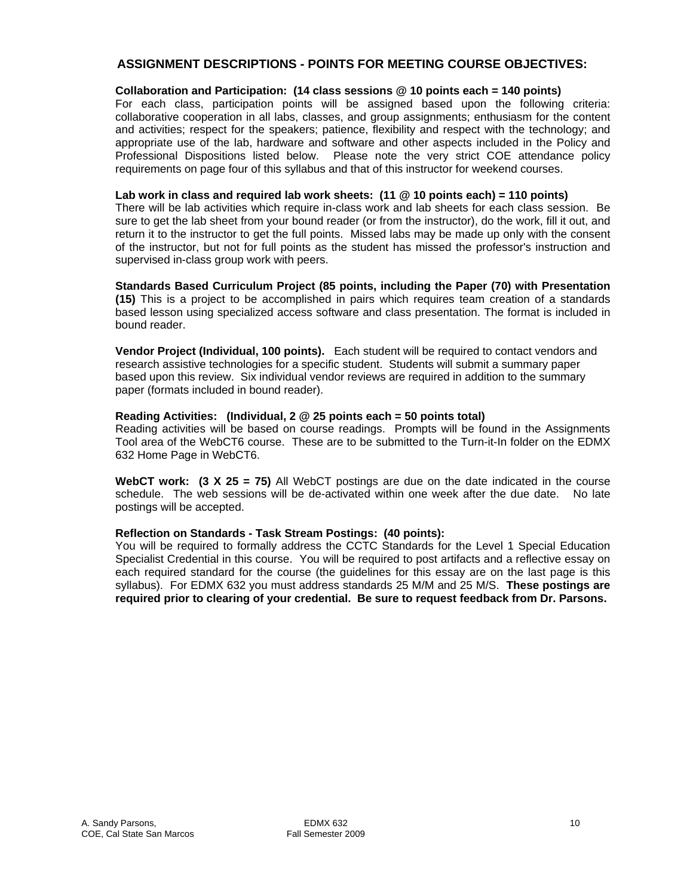## ASSIGNMENT DESCRIPTIONS - POINTS FOR MEETING COURSE OBJECTIVES:

**Collaboration and Participation: (14 class sessions @ 10 points each = 140 points)**
For each class, participation points will be assigned based upon the following criteria: collaborative cooperation in all labs, classes, and group assignments; enthusiasm for the content and activities; respect for the speakers; patience, flexibility and respect with the technology; and appropriate use of the lab, hardware and software and other aspects included in the Policy and Professional Dispositions listed below. Please note the very strict COE attendance policy requirements on page four of this syllabus and that of this instructor for weekend courses.

**Lab work in class and required lab work sheets: (11 @ 10 points each) = 110 points)**
There will be lab activities which require in-class work and lab sheets for each class session. Be sure to get the lab sheet from your bound reader (or from the instructor), do the work, fill it out, and return it to the instructor to get the full points. Missed labs may be made up only with the consent of the instructor, but not for full points as the student has missed the professor's instruction and supervised in-class group work with peers.

**Standards Based Curriculum Project (85 points, including the Paper (70) with Presentation (15)** This is a project to be accomplished in pairs which requires team creation of a standards based lesson using specialized access software and class presentation. The format is included in bound reader.

**Vendor Project (Individual, 100 points).** Each student will be required to contact vendors and research assistive technologies for a specific student. Students will submit a summary paper based upon this review. Six individual vendor reviews are required in addition to the summary paper (formats included in bound reader).

**Reading Activities: (Individual, 2 @ 25 points each = 50 points total)**
Reading activities will be based on course readings. Prompts will be found in the Assignments Tool area of the WebCT6 course. These are to be submitted to the Turn-it-In folder on the EDMX 632 Home Page in WebCT6.

**WebCT work: (3 X 25 = 75)** All WebCT postings are due on the date indicated in the course schedule. The web sessions will be de-activated within one week after the due date. No late postings will be accepted.

**Reflection on Standards - Task Stream Postings: (40 points):**
You will be required to formally address the CCTC Standards for the Level 1 Special Education Specialist Credential in this course. You will be required to post artifacts and a reflective essay on each required standard for the course (the guidelines for this essay are on the last page is this syllabus). For EDMX 632 you must address standards 25 M/M and 25 M/S. **These postings are required prior to clearing of your credential. Be sure to request feedback from Dr. Parsons.**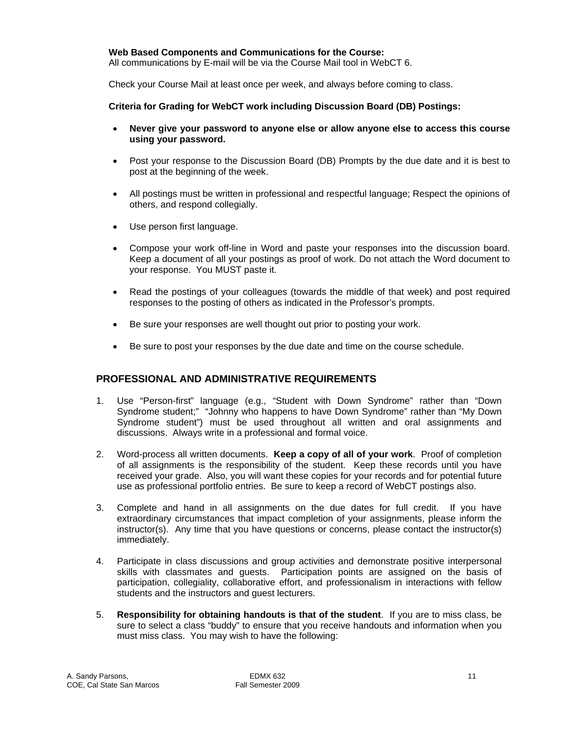**Web Based Components and Communications for the Course:**
All communications by E-mail will be via the Course Mail tool in WebCT 6.

Check your Course Mail at least once per week, and always before coming to class.

**Criteria for Grading for WebCT work including Discussion Board (DB) Postings:**

- **Never give your password to anyone else or allow anyone else to access this course using your password.**
- Post your response to the Discussion Board (DB) Prompts by the due date and it is best to post at the beginning of the week.
- All postings must be written in professional and respectful language; Respect the opinions of others, and respond collegially.
- Use person first language.
- Compose your work off-line in Word and paste your responses into the discussion board. Keep a document of all your postings as proof of work. Do not attach the Word document to your response. You MUST paste it.
- Read the postings of your colleagues (towards the middle of that week) and post required responses to the posting of others as indicated in the Professor's prompts.
- Be sure your responses are well thought out prior to posting your work.
- Be sure to post your responses by the due date and time on the course schedule.

## PROFESSIONAL AND ADMINISTRATIVE REQUIREMENTS

1. Use "Person-first" language (e.g., "Student with Down Syndrome" rather than "Down Syndrome student;" "Johnny who happens to have Down Syndrome" rather than "My Down Syndrome student") must be used throughout all written and oral assignments and discussions. Always write in a professional and formal voice.
2. Word-process all written documents. **Keep a copy of all of your work**. Proof of completion of all assignments is the responsibility of the student. Keep these records until you have received your grade. Also, you will want these copies for your records and for potential future use as professional portfolio entries. Be sure to keep a record of WebCT postings also.
3. Complete and hand in all assignments on the due dates for full credit. If you have extraordinary circumstances that impact completion of your assignments, please inform the instructor(s). Any time that you have questions or concerns, please contact the instructor(s) immediately.
4. Participate in class discussions and group activities and demonstrate positive interpersonal skills with classmates and guests. Participation points are assigned on the basis of participation, collegiality, collaborative effort, and professionalism in interactions with fellow students and the instructors and guest lecturers.
5. **Responsibility for obtaining handouts is that of the student**. If you are to miss class, be sure to select a class "buddy" to ensure that you receive handouts and information when you must miss class. You may wish to have the following: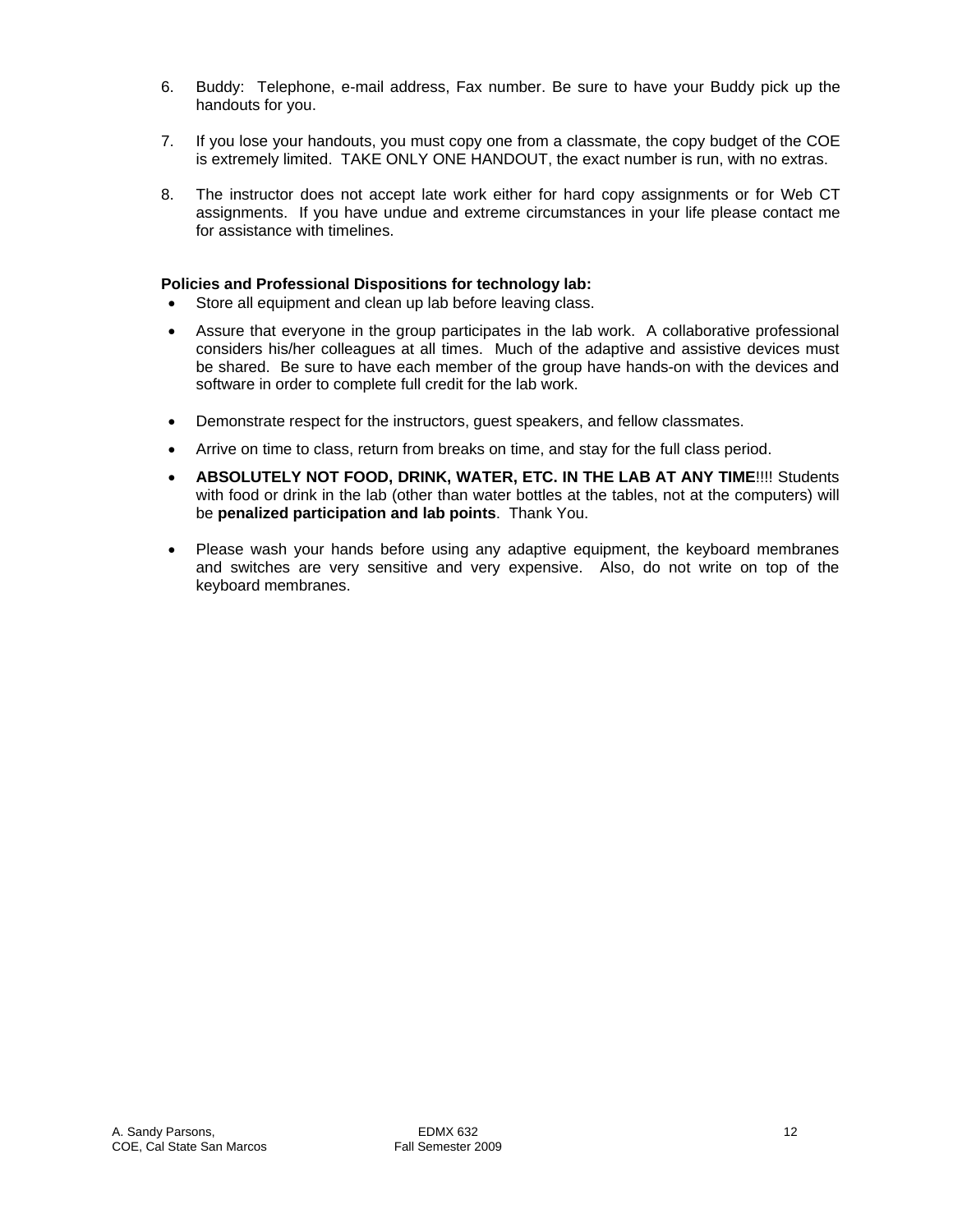6. Buddy: Telephone, e-mail address, Fax number. Be sure to have your Buddy pick up the handouts for you.

7. If you lose your handouts, you must copy one from a classmate, the copy budget of the COE is extremely limited. TAKE ONLY ONE HANDOUT, the exact number is run, with no extras.

8. The instructor does not accept late work either for hard copy assignments or for Web CT assignments. If you have undue and extreme circumstances in your life please contact me for assistance with timelines.

**Policies and Professional Dispositions for technology lab:**

- Store all equipment and clean up lab before leaving class.
- Assure that everyone in the group participates in the lab work. A collaborative professional considers his/her colleagues at all times. Much of the adaptive and assistive devices must be shared. Be sure to have each member of the group have hands-on with the devices and software in order to complete full credit for the lab work.
- Demonstrate respect for the instructors, guest speakers, and fellow classmates.
- Arrive on time to class, return from breaks on time, and stay for the full class period.
- **ABSOLUTELY NOT FOOD, DRINK, WATER, ETC. IN THE LAB AT ANY TIME**!!!! Students with food or drink in the lab (other than water bottles at the tables, not at the computers) will be **penalized participation and lab points**. Thank You.
- Please wash your hands before using any adaptive equipment, the keyboard membranes and switches are very sensitive and very expensive. Also, do not write on top of the keyboard membranes.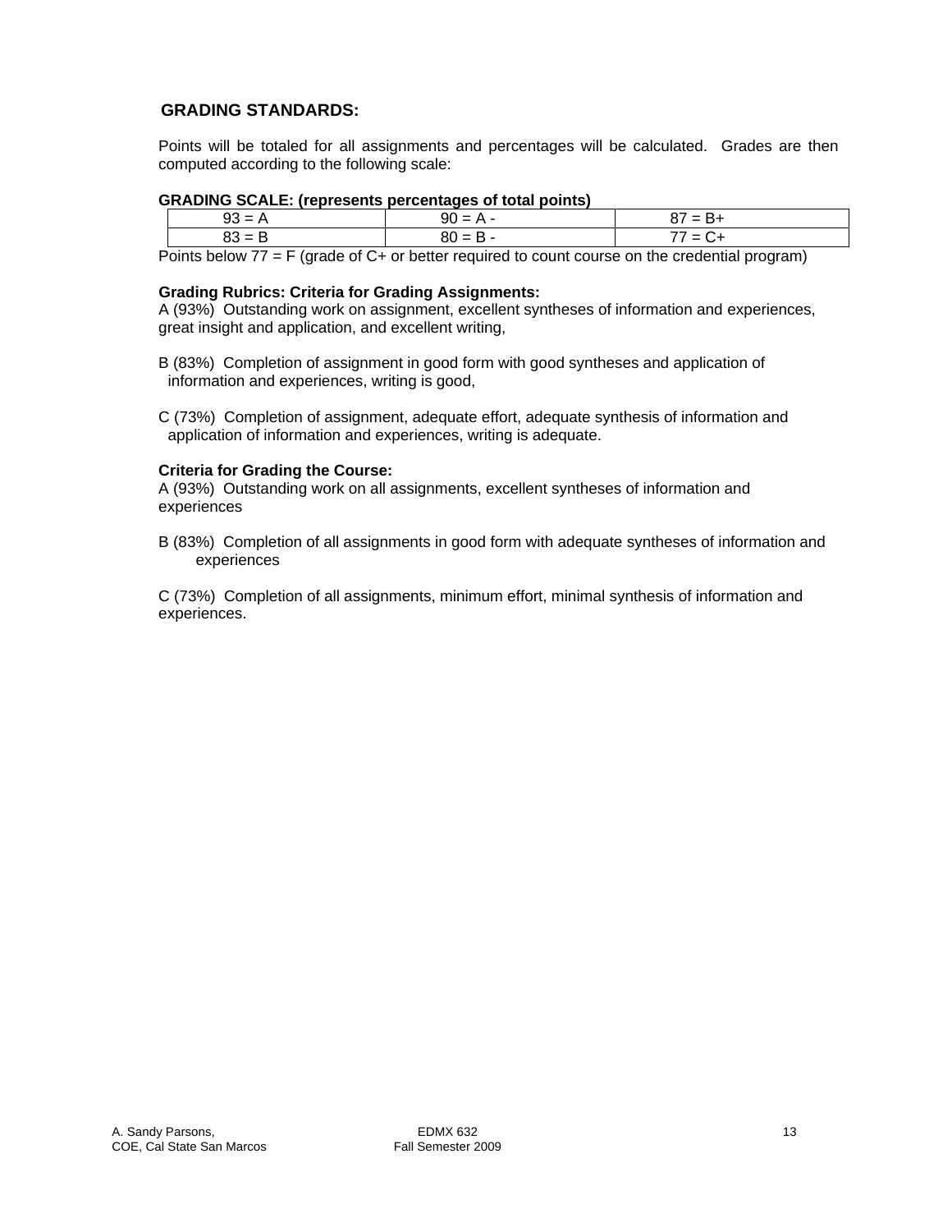## GRADING STANDARDS:

Points will be totaled for all assignments and percentages will be calculated. Grades are then computed according to the following scale:

**GRADING SCALE: (represents percentages of total points)**

| | | |
|---|---|---|
| 93 = A | 90 = A - | 87 = B+ |
| 83 = B | 80 = B - | 77 = C+ |

Points below 77 = F (grade of C+ or better required to count course on the credential program)

**Grading Rubrics: Criteria for Grading Assignments:**

A (93%) Outstanding work on assignment, excellent syntheses of information and experiences, great insight and application, and excellent writing,

B (83%) Completion of assignment in good form with good syntheses and application of information and experiences, writing is good,

C (73%) Completion of assignment, adequate effort, adequate synthesis of information and application of information and experiences, writing is adequate.

**Criteria for Grading the Course:**

A (93%) Outstanding work on all assignments, excellent syntheses of information and experiences

B (83%) Completion of all assignments in good form with adequate syntheses of information and experiences

C (73%) Completion of all assignments, minimum effort, minimal synthesis of information and experiences.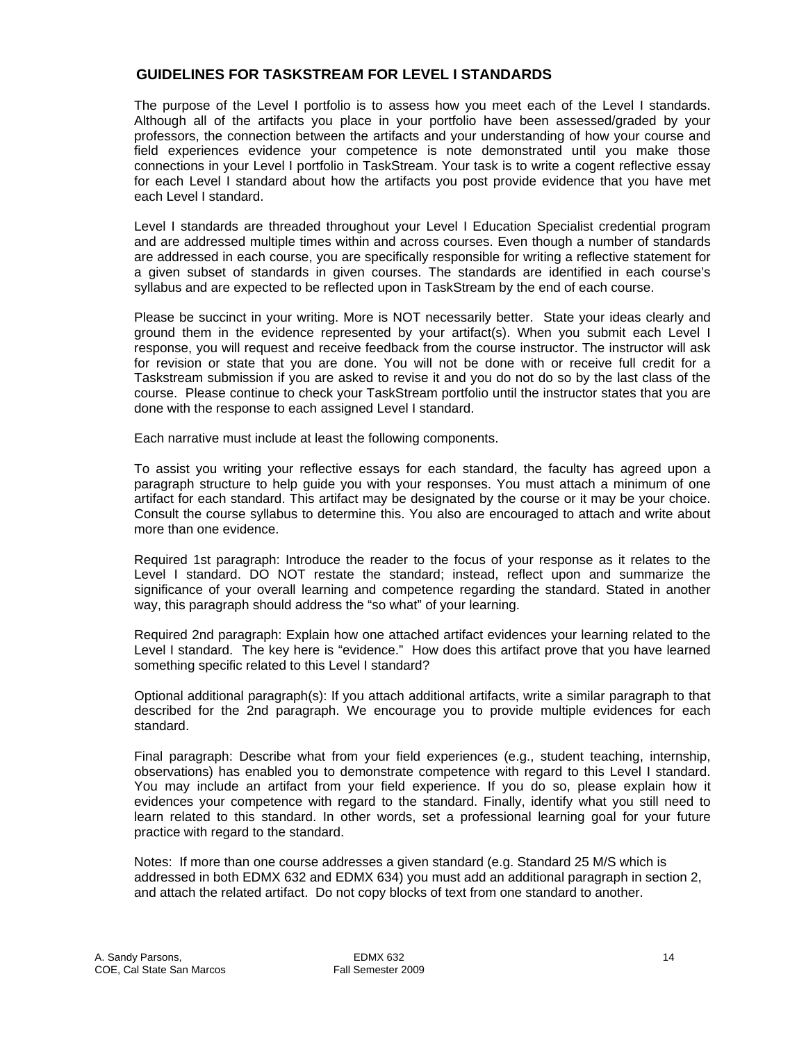## GUIDELINES FOR TASKSTREAM FOR LEVEL I STANDARDS

The purpose of the Level I portfolio is to assess how you meet each of the Level I standards. Although all of the artifacts you place in your portfolio have been assessed/graded by your professors, the connection between the artifacts and your understanding of how your course and field experiences evidence your competence is note demonstrated until you make those connections in your Level I portfolio in TaskStream. Your task is to write a cogent reflective essay for each Level I standard about how the artifacts you post provide evidence that you have met each Level I standard.

Level I standards are threaded throughout your Level I Education Specialist credential program and are addressed multiple times within and across courses. Even though a number of standards are addressed in each course, you are specifically responsible for writing a reflective statement for a given subset of standards in given courses. The standards are identified in each course's syllabus and are expected to be reflected upon in TaskStream by the end of each course.

Please be succinct in your writing. More is NOT necessarily better. State your ideas clearly and ground them in the evidence represented by your artifact(s). When you submit each Level I response, you will request and receive feedback from the course instructor. The instructor will ask for revision or state that you are done. You will not be done with or receive full credit for a Taskstream submission if you are asked to revise it and you do not do so by the last class of the course. Please continue to check your TaskStream portfolio until the instructor states that you are done with the response to each assigned Level I standard.

Each narrative must include at least the following components.

To assist you writing your reflective essays for each standard, the faculty has agreed upon a paragraph structure to help guide you with your responses. You must attach a minimum of one artifact for each standard. This artifact may be designated by the course or it may be your choice. Consult the course syllabus to determine this. You also are encouraged to attach and write about more than one evidence.

Required 1st paragraph: Introduce the reader to the focus of your response as it relates to the Level I standard. DO NOT restate the standard; instead, reflect upon and summarize the significance of your overall learning and competence regarding the standard. Stated in another way, this paragraph should address the "so what" of your learning.

Required 2nd paragraph: Explain how one attached artifact evidences your learning related to the Level I standard. The key here is "evidence." How does this artifact prove that you have learned something specific related to this Level I standard?

Optional additional paragraph(s): If you attach additional artifacts, write a similar paragraph to that described for the 2nd paragraph. We encourage you to provide multiple evidences for each standard.

Final paragraph: Describe what from your field experiences (e.g., student teaching, internship, observations) has enabled you to demonstrate competence with regard to this Level I standard. You may include an artifact from your field experience. If you do so, please explain how it evidences your competence with regard to the standard. Finally, identify what you still need to learn related to this standard. In other words, set a professional learning goal for your future practice with regard to the standard.

Notes: If more than one course addresses a given standard (e.g. Standard 25 M/S which is addressed in both EDMX 632 and EDMX 634) you must add an additional paragraph in section 2, and attach the related artifact. Do not copy blocks of text from one standard to another.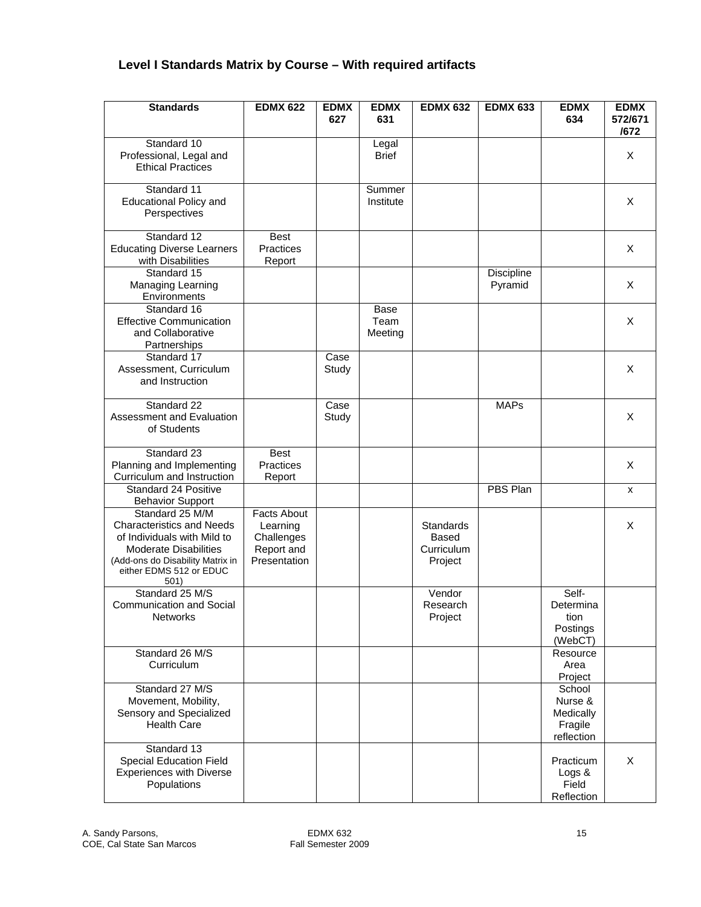## Level I Standards Matrix by Course – With required artifacts

| Standards | EDMX 622 | EDMX 627 | EDMX 631 | EDMX 632 | EDMX 633 | EDMX 634 | EDMX 572/671 /672 |
|---|---|---|---|---|---|---|---|
| Standard 10 Professional, Legal and Ethical Practices | | | Legal Brief | | | | X |
| Standard 11 Educational Policy and Perspectives | | | Summer Institute | | | | X |
| Standard 12 Educating Diverse Learners with Disabilities | Best Practices Report | | | | | | X |
| Standard 15 Managing Learning Environments | | | | | Discipline Pyramid | | X |
| Standard 16 Effective Communication and Collaborative Partnerships | | | Base Team Meeting | | | | X |
| Standard 17 Assessment, Curriculum and Instruction | | Case Study | | | | | X |
| Standard 22 Assessment and Evaluation of Students | | Case Study | | | MAPs | | X |
| Standard 23 Planning and Implementing Curriculum and Instruction | Best Practices Report | | | | | | X |
| Standard 24 Positive Behavior Support | | | | | PBS Plan | | x |
| Standard 25 M/M Characteristics and Needs of Individuals with Mild to Moderate Disabilities (Add-ons do Disability Matrix in either EDMS 512 or EDUC 501) | Facts About Learning Challenges Report and Presentation | | | Standards Based Curriculum Project | | | X |
| Standard 25 M/S Communication and Social Networks | | | | Vendor Research Project | | Self-Determination Postings (WebCT) | |
| Standard 26 M/S Curriculum | | | | | | Resource Area Project | |
| Standard 27 M/S Movement, Mobility, Sensory and Specialized Health Care | | | | | | School Nurse & Medically Fragile reflection | |
| Standard 13 Special Education Field Experiences with Diverse Populations | | | | | | Practicum Logs & Field Reflection | X |